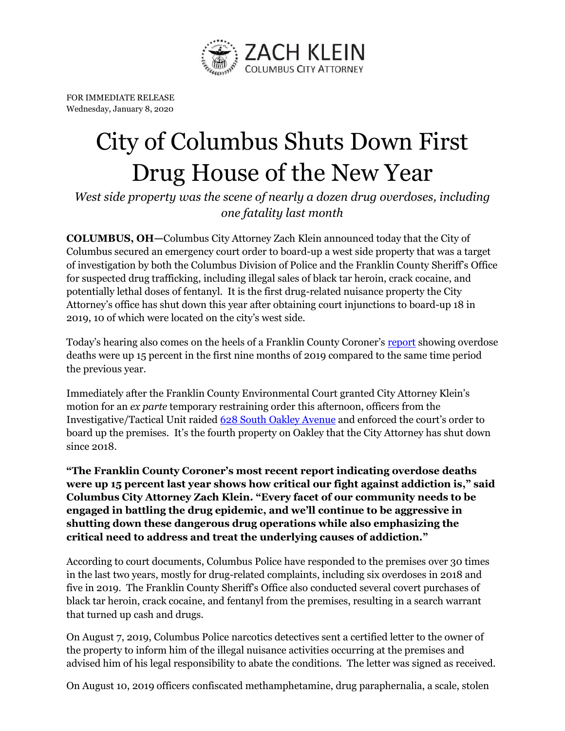ZACH KLEIN
COLUMBUS CITY ATTORNEY

FOR IMMEDIATE RELEASE
Wednesday, January 8, 2020

# City of Columbus Shuts Down First Drug House of the New Year

*West side property was the scene of nearly a dozen drug overdoses, including one fatality last month*

**COLUMBUS, OH—**Columbus City Attorney Zach Klein announced today that the City of Columbus secured an emergency court order to board-up a west side property that was a target of investigation by both the Columbus Division of Police and the Franklin County Sheriff's Office for suspected drug trafficking, including illegal sales of black tar heroin, crack cocaine, and potentially lethal doses of fentanyl. It is the first drug-related nuisance property the City Attorney's office has shut down this year after obtaining court injunctions to board-up 18 in 2019, 10 of which were located on the city's west side.

Today's hearing also comes on the heels of a Franklin County Coroner's report showing overdose deaths were up 15 percent in the first nine months of 2019 compared to the same time period the previous year.

Immediately after the Franklin County Environmental Court granted City Attorney Klein's motion for an *ex parte* temporary restraining order this afternoon, officers from the Investigative/Tactical Unit raided 628 South Oakley Avenue and enforced the court's order to board up the premises. It's the fourth property on Oakley that the City Attorney has shut down since 2018.

**"The Franklin County Coroner's most recent report indicating overdose deaths were up 15 percent last year shows how critical our fight against addiction is," said Columbus City Attorney Zach Klein. "Every facet of our community needs to be engaged in battling the drug epidemic, and we'll continue to be aggressive in shutting down these dangerous drug operations while also emphasizing the critical need to address and treat the underlying causes of addiction."**

According to court documents, Columbus Police have responded to the premises over 30 times in the last two years, mostly for drug-related complaints, including six overdoses in 2018 and five in 2019. The Franklin County Sheriff's Office also conducted several covert purchases of black tar heroin, crack cocaine, and fentanyl from the premises, resulting in a search warrant that turned up cash and drugs.

On August 7, 2019, Columbus Police narcotics detectives sent a certified letter to the owner of the property to inform him of the illegal nuisance activities occurring at the premises and advised him of his legal responsibility to abate the conditions. The letter was signed as received.

On August 10, 2019 officers confiscated methamphetamine, drug paraphernalia, a scale, stolen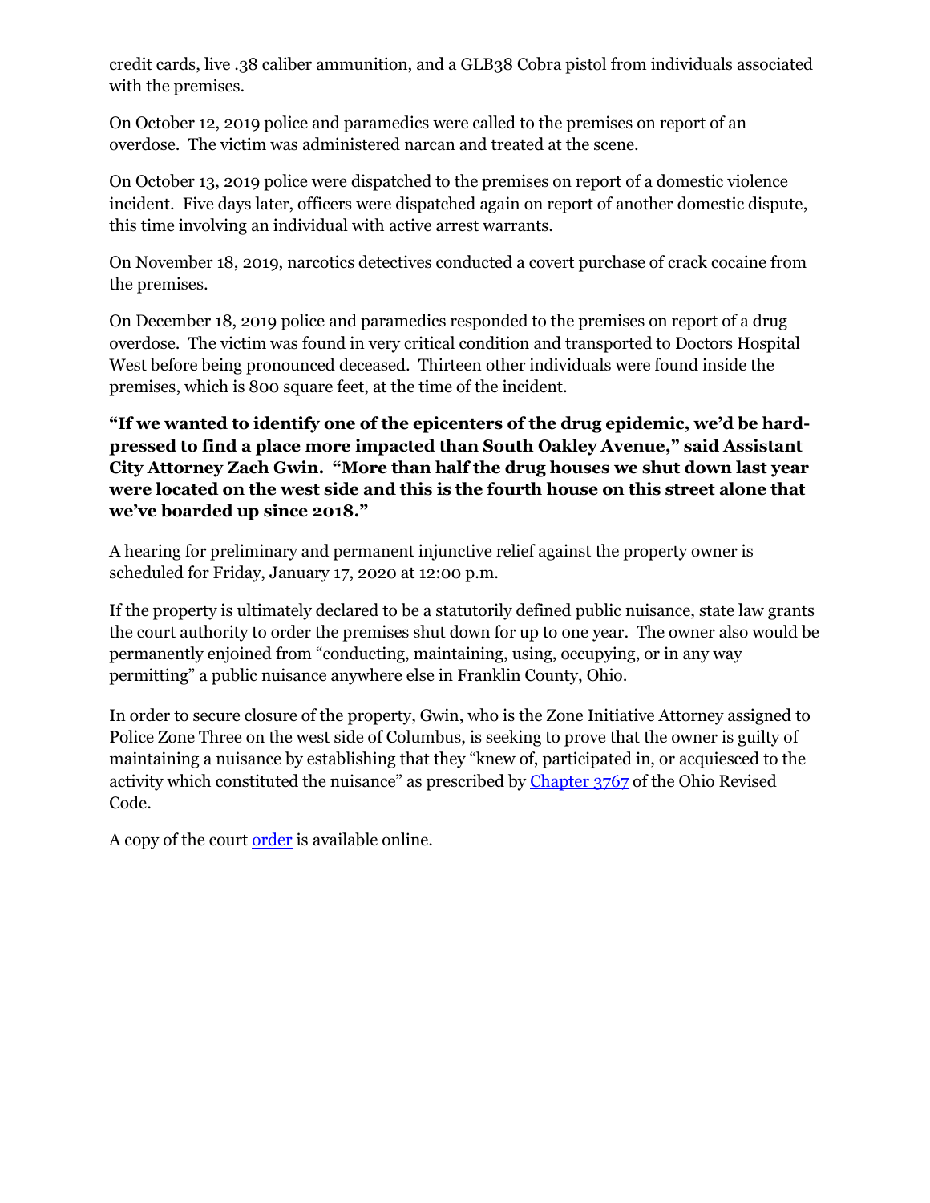credit cards, live .38 caliber ammunition, and a GLB38 Cobra pistol from individuals associated with the premises.

On October 12, 2019 police and paramedics were called to the premises on report of an overdose. The victim was administered narcan and treated at the scene.

On October 13, 2019 police were dispatched to the premises on report of a domestic violence incident. Five days later, officers were dispatched again on report of another domestic dispute, this time involving an individual with active arrest warrants.

On November 18, 2019, narcotics detectives conducted a covert purchase of crack cocaine from the premises.

On December 18, 2019 police and paramedics responded to the premises on report of a drug overdose. The victim was found in very critical condition and transported to Doctors Hospital West before being pronounced deceased. Thirteen other individuals were found inside the premises, which is 800 square feet, at the time of the incident.

**"If we wanted to identify one of the epicenters of the drug epidemic, we'd be hard-pressed to find a place more impacted than South Oakley Avenue," said Assistant City Attorney Zach Gwin. "More than half the drug houses we shut down last year were located on the west side and this is the fourth house on this street alone that we've boarded up since 2018."**

A hearing for preliminary and permanent injunctive relief against the property owner is scheduled for Friday, January 17, 2020 at 12:00 p.m.

If the property is ultimately declared to be a statutorily defined public nuisance, state law grants the court authority to order the premises shut down for up to one year. The owner also would be permanently enjoined from "conducting, maintaining, using, occupying, or in any way permitting" a public nuisance anywhere else in Franklin County, Ohio.

In order to secure closure of the property, Gwin, who is the Zone Initiative Attorney assigned to Police Zone Three on the west side of Columbus, is seeking to prove that the owner is guilty of maintaining a nuisance by establishing that they "knew of, participated in, or acquiesced to the activity which constituted the nuisance" as prescribed by Chapter 3767 of the Ohio Revised Code.

A copy of the court order is available online.